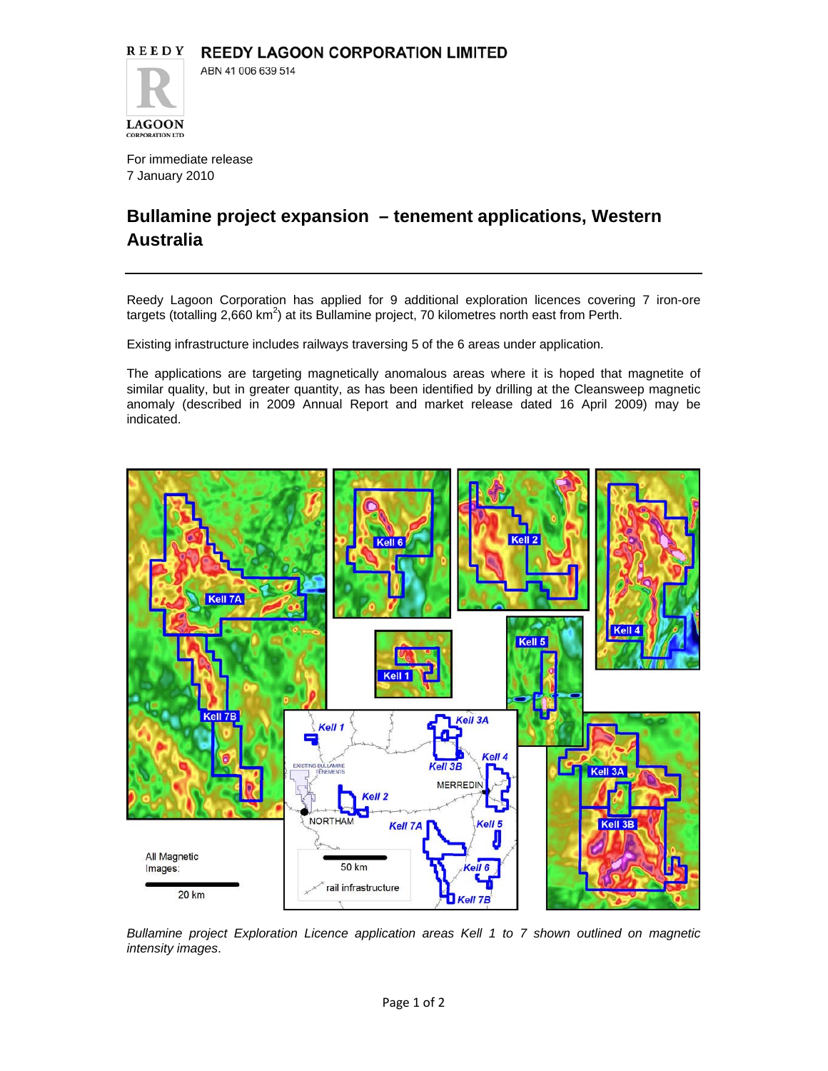**REEDY LAGOON CORPORATION LIMITED**

ABN 41 006 639 514

For immediate release
7 January 2010

# Bullamine project expansion – tenement applications, Western Australia

---

Reedy Lagoon Corporation has applied for 9 additional exploration licences covering 7 iron-ore targets (totalling 2,660 km$^2$) at its Bullamine project, 70 kilometres north east from Perth.

Existing infrastructure includes railways traversing 5 of the 6 areas under application.

The applications are targeting magnetically anomalous areas where it is hoped that magnetite of similar quality, but in greater quantity, as has been identified by drilling at the Cleansweep magnetic anomaly (described in 2009 Annual Report and market release dated 16 April 2009) may be indicated.

*Bullamine project Exploration Licence application areas Kell 1 to 7 shown outlined on magnetic intensity images.*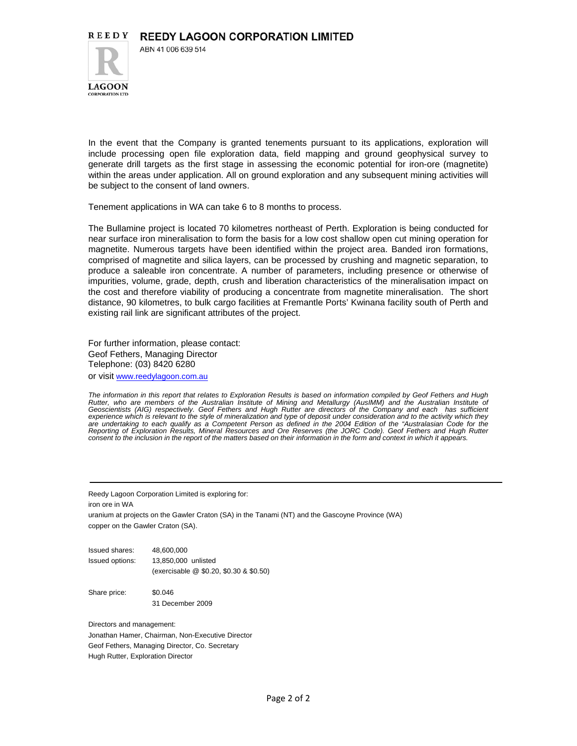**REEDY LAGOON CORPORATION LIMITED**

ABN 41 006 639 514

In the event that the Company is granted tenements pursuant to its applications, exploration will include processing open file exploration data, field mapping and ground geophysical survey to generate drill targets as the first stage in assessing the economic potential for iron-ore (magnetite) within the areas under application. All on ground exploration and any subsequent mining activities will be subject to the consent of land owners.

Tenement applications in WA can take 6 to 8 months to process.

The Bullamine project is located 70 kilometres northeast of Perth. Exploration is being conducted for near surface iron mineralisation to form the basis for a low cost shallow open cut mining operation for magnetite. Numerous targets have been identified within the project area. Banded iron formations, comprised of magnetite and silica layers, can be processed by crushing and magnetic separation, to produce a saleable iron concentrate. A number of parameters, including presence or otherwise of impurities, volume, grade, depth, crush and liberation characteristics of the mineralisation impact on the cost and therefore viability of producing a concentrate from magnetite mineralisation. The short distance, 90 kilometres, to bulk cargo facilities at Fremantle Ports' Kwinana facility south of Perth and existing rail link are significant attributes of the project.

For further information, please contact:
Geof Fethers, Managing Director
Telephone: (03) 8420 6280
or visit www.reedylagoon.com.au

*The information in this report that relates to Exploration Results is based on information compiled by Geof Fethers and Hugh Rutter, who are members of the Australian Institute of Mining and Metallurgy (AusIMM) and the Australian Institute of Geoscientists (AIG) respectively. Geof Fethers and Hugh Rutter are directors of the Company and each has sufficient experience which is relevant to the style of mineralization and type of deposit under consideration and to the activity which they are undertaking to each qualify as a Competent Person as defined in the 2004 Edition of the "Australasian Code for the Reporting of Exploration Results, Mineral Resources and Ore Reserves (the JORC Code). Geof Fethers and Hugh Rutter consent to the inclusion in the report of the matters based on their information in the form and context in which it appears.*

---

Reedy Lagoon Corporation Limited is exploring for:
iron ore in WA
uranium at projects on the Gawler Craton (SA) in the Tanami (NT) and the Gascoyne Province (WA)
copper on the Gawler Craton (SA).

| | |
|---|---|
| Issued shares: | 48,600,000 |
| Issued options: | 13,850,000 unlisted<br>(exercisable @ $0.20, $0.30 & $0.50) |
| Share price: | $0.046<br>31 December 2009 |

Directors and management:
Jonathan Hamer, Chairman, Non-Executive Director
Geof Fethers, Managing Director, Co. Secretary
Hugh Rutter, Exploration Director